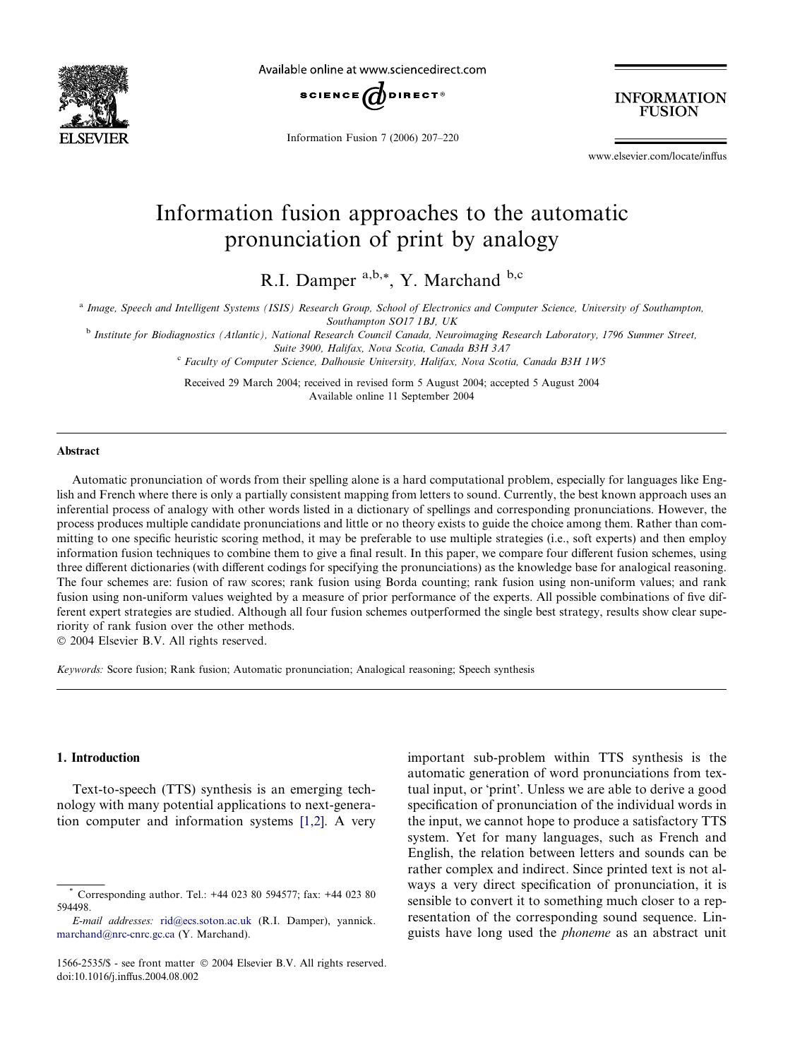# Information fusion approaches to the automatic pronunciation of print by analogy

R.I. Damper [a,b,*], Y. Marchand [b,c]

[a] Image, Speech and Intelligent Systems (ISIS) Research Group, School of Electronics and Computer Science, University of Southampton, Southampton SO17 1BJ, UK

[b] Institute for Biodiagnostics (Atlantic), National Research Council Canada, Neuroimaging Research Laboratory, 1796 Summer Street, Suite 3900, Halifax, Nova Scotia, Canada B3H 3A7

[c] Faculty of Computer Science, Dalhousie University, Halifax, Nova Scotia, Canada B3H 1W5

Received 29 March 2004; received in revised form 5 August 2004; accepted 5 August 2004
Available online 11 September 2004

## Abstract

Automatic pronunciation of words from their spelling alone is a hard computational problem, especially for languages like English and French where there is only a partially consistent mapping from letters to sound. Currently, the best known approach uses an inferential process of analogy with other words listed in a dictionary of spellings and corresponding pronunciations. However, the process produces multiple candidate pronunciations and little or no theory exists to guide the choice among them. Rather than committing to one specific heuristic scoring method, it may be preferable to use multiple strategies (i.e., soft experts) and then employ information fusion techniques to combine them to give a final result. In this paper, we compare four different fusion schemes, using three different dictionaries (with different codings for specifying the pronunciations) as the knowledge base for analogical reasoning. The four schemes are: fusion of raw scores; rank fusion using Borda counting; rank fusion using non-uniform values; and rank fusion using non-uniform values weighted by a measure of prior performance of the experts. All possible combinations of five different expert strategies are studied. Although all four fusion schemes outperformed the single best strategy, results show clear superiority of rank fusion over the other methods.

© 2004 Elsevier B.V. All rights reserved.

*Keywords:* Score fusion; Rank fusion; Automatic pronunciation; Analogical reasoning; Speech synthesis

## 1. Introduction

Text-to-speech (TTS) synthesis is an emerging technology with many potential applications to next-generation computer and information systems [1,2]. A very important sub-problem within TTS synthesis is the automatic generation of word pronunciations from textual input, or 'print'. Unless we are able to derive a good specification of pronunciation of the individual words in the input, we cannot hope to produce a satisfactory TTS system. Yet for many languages, such as French and English, the relation between letters and sounds can be rather complex and indirect. Since printed text is not always a very direct specification of pronunciation, it is sensible to convert it to something much closer to a representation of the corresponding sound sequence. Linguists have long used the *phoneme* as an abstract unit

---

\* Corresponding author. Tel.: +44 023 80 594577; fax: +44 023 80 594498.

*E-mail addresses:* rid@ecs.soton.ac.uk (R.I. Damper), yannick.marchand@nrc-cnrc.gc.ca (Y. Marchand).

1566-2535/$ - see front matter © 2004 Elsevier B.V. All rights reserved.
doi:10.1016/j.inffus.2004.08.002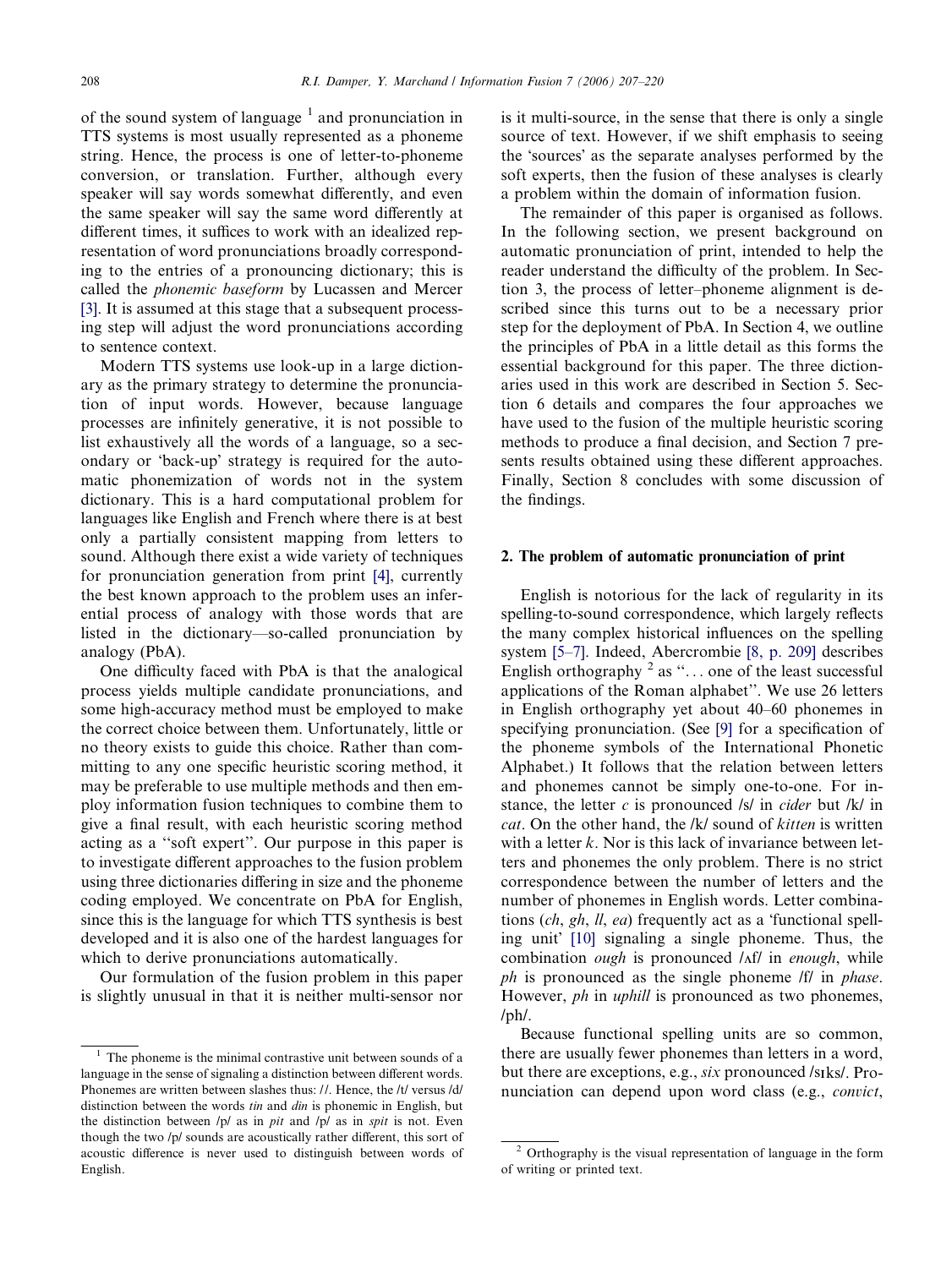of the sound system of language [1] and pronunciation in TTS systems is most usually represented as a phoneme string. Hence, the process is one of letter-to-phoneme conversion, or translation. Further, although every speaker will say words somewhat differently, and even the same speaker will say the same word differently at different times, it suffices to work with an idealized representation of word pronunciations broadly corresponding to the entries of a pronouncing dictionary; this is called the *phonemic baseform* by Lucassen and Mercer [3]. It is assumed at this stage that a subsequent processing step will adjust the word pronunciations according to sentence context.

Modern TTS systems use look-up in a large dictionary as the primary strategy to determine the pronunciation of input words. However, because language processes are infinitely generative, it is not possible to list exhaustively all the words of a language, so a secondary or 'back-up' strategy is required for the automatic phonemization of words not in the system dictionary. This is a hard computational problem for languages like English and French where there is at best only a partially consistent mapping from letters to sound. Although there exist a wide variety of techniques for pronunciation generation from print [4], currently the best known approach to the problem uses an inferential process of analogy with those words that are listed in the dictionary—so-called pronunciation by analogy (PbA).

One difficulty faced with PbA is that the analogical process yields multiple candidate pronunciations, and some high-accuracy method must be employed to make the correct choice between them. Unfortunately, little or no theory exists to guide this choice. Rather than committing to any one specific heuristic scoring method, it may be preferable to use multiple methods and then employ information fusion techniques to combine them to give a final result, with each heuristic scoring method acting as a ''soft expert''. Our purpose in this paper is to investigate different approaches to the fusion problem using three dictionaries differing in size and the phoneme coding employed. We concentrate on PbA for English, since this is the language for which TTS synthesis is best developed and it is also one of the hardest languages for which to derive pronunciations automatically.

Our formulation of the fusion problem in this paper is slightly unusual in that it is neither multi-sensor nor is it multi-source, in the sense that there is only a single source of text. However, if we shift emphasis to seeing the 'sources' as the separate analyses performed by the soft experts, then the fusion of these analyses is clearly a problem within the domain of information fusion.

The remainder of this paper is organised as follows. In the following section, we present background on automatic pronunciation of print, intended to help the reader understand the difficulty of the problem. In Section 3, the process of letter–phoneme alignment is described since this turns out to be a necessary prior step for the deployment of PbA. In Section 4, we outline the principles of PbA in a little detail as this forms the essential background for this paper. The three dictionaries used in this work are described in Section 5. Section 6 details and compares the four approaches we have used to the fusion of the multiple heuristic scoring methods to produce a final decision, and Section 7 presents results obtained using these different approaches. Finally, Section 8 concludes with some discussion of the findings.

## 2. The problem of automatic pronunciation of print

English is notorious for the lack of regularity in its spelling-to-sound correspondence, which largely reflects the many complex historical influences on the spelling system [5–7]. Indeed, Abercrombie [8, p. 209] describes English orthography [2] as ''... one of the least successful applications of the Roman alphabet''. We use 26 letters in English orthography yet about 40–60 phonemes in specifying pronunciation. (See [9] for a specification of the phoneme symbols of the International Phonetic Alphabet.) It follows that the relation between letters and phonemes cannot be simply one-to-one. For instance, the letter *c* is pronounced /s/ in *cider* but /k/ in *cat*. On the other hand, the /k/ sound of *kitten* is written with a letter *k*. Nor is this lack of invariance between letters and phonemes the only problem. There is no strict correspondence between the number of letters and the number of phonemes in English words. Letter combinations (*ch*, *gh*, *ll*, *ea*) frequently act as a 'functional spelling unit' [10] signaling a single phoneme. Thus, the combination *ough* is pronounced /ʌf/ in *enough*, while *ph* is pronounced as the single phoneme /f/ in *phase*. However, *ph* in *uphill* is pronounced as two phonemes, /ph/.

Because functional spelling units are so common, there are usually fewer phonemes than letters in a word, but there are exceptions, e.g., *six* pronounced /sɪks/. Pronunciation can depend upon word class (e.g., *convict*,

[1] The phoneme is the minimal contrastive unit between sounds of a language in the sense of signaling a distinction between different words. Phonemes are written between slashes thus: //. Hence, the /t/ versus /d/ distinction between the words *tin* and *din* is phonemic in English, but the distinction between /p/ as in *pit* and /p/ as in *spit* is not. Even though the two /p/ sounds are acoustically rather different, this sort of acoustic difference is never used to distinguish between words of English.

[2] Orthography is the visual representation of language in the form of writing or printed text.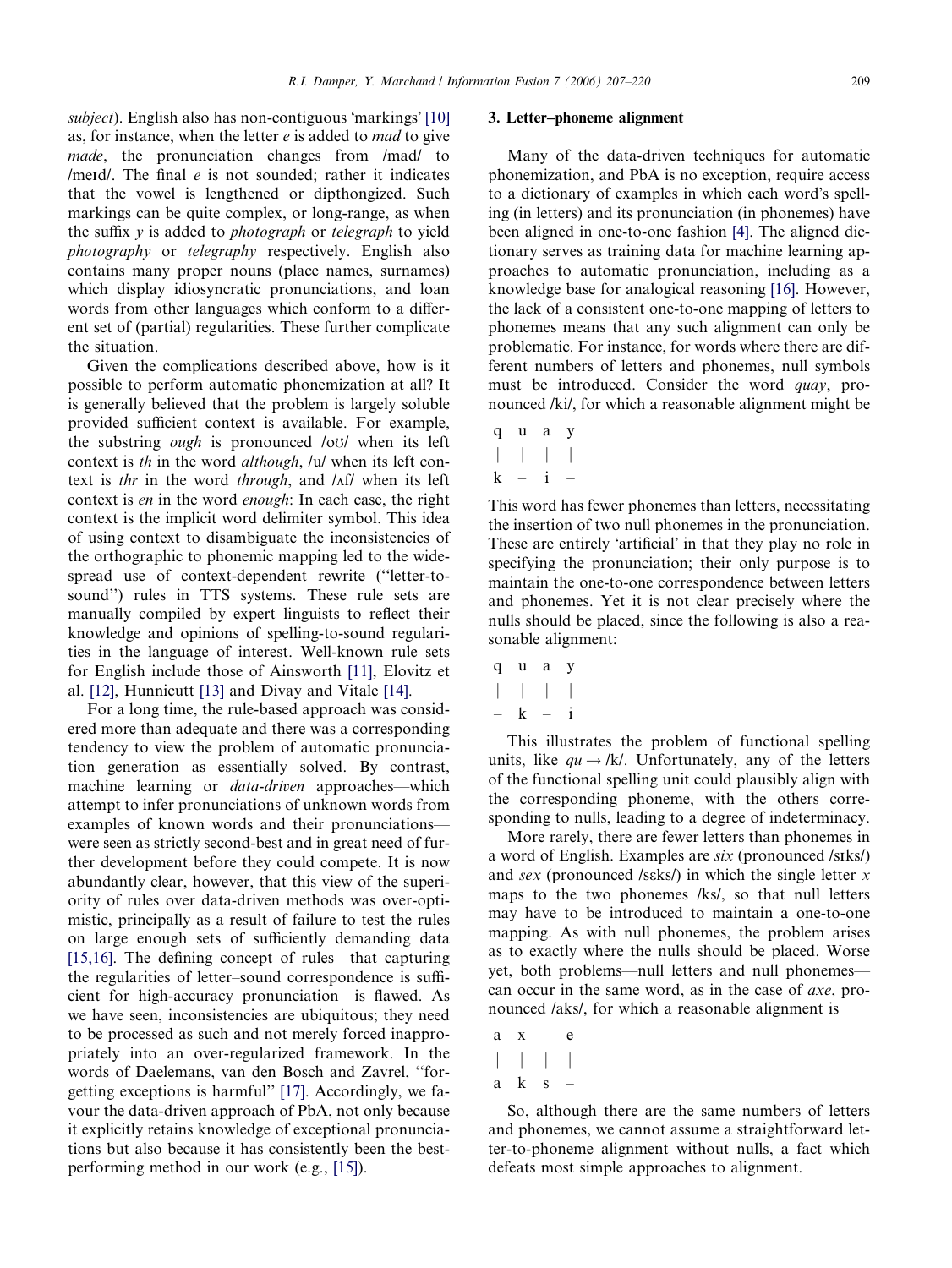subject). English also has non-contiguous 'markings' [10] as, for instance, when the letter *e* is added to *mad* to give *made*, the pronunciation changes from /mad/ to /meɪd/. The final *e* is not sounded; rather it indicates that the vowel is lengthened or dipthongized. Such markings can be quite complex, or long-range, as when the suffix *y* is added to *photograph* or *telegraph* to yield *photography* or *telegraphy* respectively. English also contains many proper nouns (place names, surnames) which display idiosyncratic pronunciations, and loan words from other languages which conform to a different set of (partial) regularities. These further complicate the situation.

Given the complications described above, how is it possible to perform automatic phonemization at all? It is generally believed that the problem is largely soluble provided sufficient context is available. For example, the substring *ough* is pronounced /oʊ/ when its left context is *th* in the word *although*, /u/ when its left context is *thr* in the word *through*, and /ʌf/ when its left context is *en* in the word *enough*: In each case, the right context is the implicit word delimiter symbol. This idea of using context to disambiguate the inconsistencies of the orthographic to phonemic mapping led to the widespread use of context-dependent rewrite ("letter-to-sound") rules in TTS systems. These rule sets are manually compiled by expert linguists to reflect their knowledge and opinions of spelling-to-sound regularities in the language of interest. Well-known rule sets for English include those of Ainsworth [11], Elovitz et al. [12], Hunnicutt [13] and Divay and Vitale [14].

For a long time, the rule-based approach was considered more than adequate and there was a corresponding tendency to view the problem of automatic pronunciation generation as essentially solved. By contrast, machine learning or *data-driven* approaches—which attempt to infer pronunciations of unknown words from examples of known words and their pronunciations—were seen as strictly second-best and in great need of further development before they could compete. It is now abundantly clear, however, that this view of the superiority of rules over data-driven methods was over-optimistic, principally as a result of failure to test the rules on large enough sets of sufficiently demanding data [15,16]. The defining concept of rules—that capturing the regularities of letter–sound correspondence is sufficient for high-accuracy pronunciation—is flawed. As we have seen, inconsistencies are ubiquitous; they need to be processed as such and not merely forced inappropriately into an over-regularized framework. In the words of Daelemans, van den Bosch and Zavrel, "forgetting exceptions is harmful" [17]. Accordingly, we favour the data-driven approach of PbA, not only because it explicitly retains knowledge of exceptional pronunciations but also because it has consistently been the best-performing method in our work (e.g., [15]).

## 3. Letter–phoneme alignment

Many of the data-driven techniques for automatic phonemization, and PbA is no exception, require access to a dictionary of examples in which each word's spelling (in letters) and its pronunciation (in phonemes) have been aligned in one-to-one fashion [4]. The aligned dictionary serves as training data for machine learning approaches to automatic pronunciation, including as a knowledge base for analogical reasoning [16]. However, the lack of a consistent one-to-one mapping of letters to phonemes means that any such alignment can only be problematic. For instance, for words where there are different numbers of letters and phonemes, null symbols must be introduced. Consider the word *quay*, pronounced /ki/, for which a reasonable alignment might be

```
q  u  a  y
|  |  |  |
k  –  i  –
```

This word has fewer phonemes than letters, necessitating the insertion of two null phonemes in the pronunciation. These are entirely 'artificial' in that they play no role in specifying the pronunciation; their only purpose is to maintain the one-to-one correspondence between letters and phonemes. Yet it is not clear precisely where the nulls should be placed, since the following is also a reasonable alignment:

```
q  u  a  y
|  |  |  |
–  k  –  i
```

This illustrates the problem of functional spelling units, like $qu \rightarrow$ /k/. Unfortunately, any of the letters of the functional spelling unit could plausibly align with the corresponding phoneme, with the others corresponding to nulls, leading to a degree of indeterminacy.

More rarely, there are fewer letters than phonemes in a word of English. Examples are *six* (pronounced /sɪks/) and *sex* (pronounced /sɛks/) in which the single letter *x* maps to the two phonemes /ks/, so that null letters may have to be introduced to maintain a one-to-one mapping. As with null phonemes, the problem arises as to exactly where the nulls should be placed. Worse yet, both problems—null letters and null phonemes—can occur in the same word, as in the case of *axe*, pronounced /aks/, for which a reasonable alignment is

```
a  x  –  e
|  |  |  |
a  k  s  –
```

So, although there are the same numbers of letters and phonemes, we cannot assume a straightforward letter-to-phoneme alignment without nulls, a fact which defeats most simple approaches to alignment.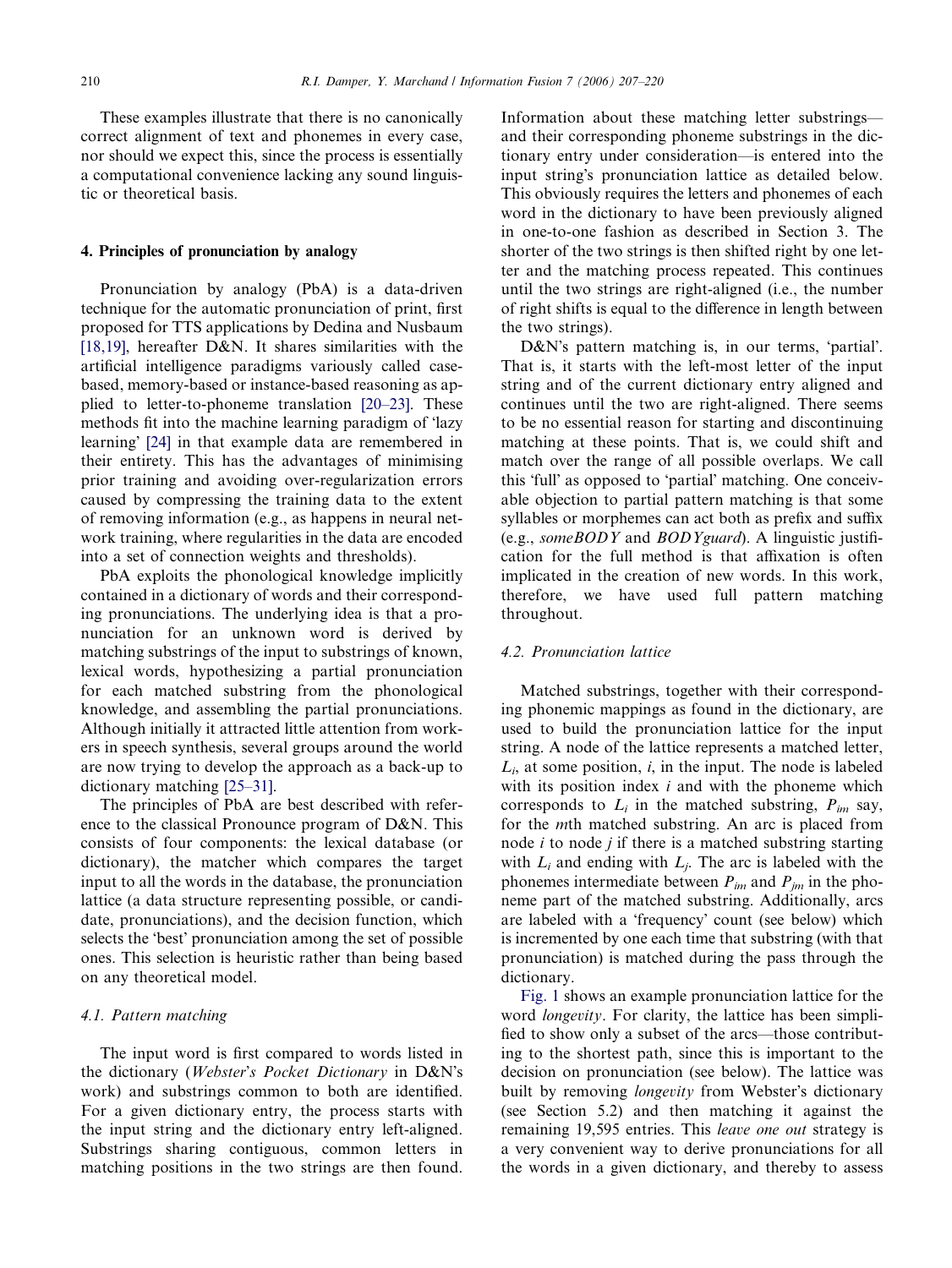These examples illustrate that there is no canonically correct alignment of text and phonemes in every case, nor should we expect this, since the process is essentially a computational convenience lacking any sound linguistic or theoretical basis.

## 4. Principles of pronunciation by analogy

Pronunciation by analogy (PbA) is a data-driven technique for the automatic pronunciation of print, first proposed for TTS applications by Dedina and Nusbaum [18,19], hereafter D&N. It shares similarities with the artificial intelligence paradigms variously called case-based, memory-based or instance-based reasoning as applied to letter-to-phoneme translation [20–23]. These methods fit into the machine learning paradigm of 'lazy learning' [24] in that example data are remembered in their entirety. This has the advantages of minimising prior training and avoiding over-regularization errors caused by compressing the training data to the extent of removing information (e.g., as happens in neural network training, where regularities in the data are encoded into a set of connection weights and thresholds).

PbA exploits the phonological knowledge implicitly contained in a dictionary of words and their corresponding pronunciations. The underlying idea is that a pronunciation for an unknown word is derived by matching substrings of the input to substrings of known, lexical words, hypothesizing a partial pronunciation for each matched substring from the phonological knowledge, and assembling the partial pronunciations. Although initially it attracted little attention from workers in speech synthesis, several groups around the world are now trying to develop the approach as a back-up to dictionary matching [25–31].

The principles of PbA are best described with reference to the classical Pronounce program of D&N. This consists of four components: the lexical database (or dictionary), the matcher which compares the target input to all the words in the database, the pronunciation lattice (a data structure representing possible, or candidate, pronunciations), and the decision function, which selects the 'best' pronunciation among the set of possible ones. This selection is heuristic rather than being based on any theoretical model.

### 4.1. Pattern matching

The input word is first compared to words listed in the dictionary (*Webster's Pocket Dictionary* in D&N's work) and substrings common to both are identified. For a given dictionary entry, the process starts with the input string and the dictionary entry left-aligned. Substrings sharing contiguous, common letters in matching positions in the two strings are then found. Information about these matching letter substrings—and their corresponding phoneme substrings in the dictionary entry under consideration—is entered into the input string's pronunciation lattice as detailed below. This obviously requires the letters and phonemes of each word in the dictionary to have been previously aligned in one-to-one fashion as described in Section 3. The shorter of the two strings is then shifted right by one letter and the matching process repeated. This continues until the two strings are right-aligned (i.e., the number of right shifts is equal to the difference in length between the two strings).

D&N's pattern matching is, in our terms, 'partial'. That is, it starts with the left-most letter of the input string and of the current dictionary entry aligned and continues until the two are right-aligned. There seems to be no essential reason for starting and discontinuing matching at these points. That is, we could shift and match over the range of all possible overlaps. We call this 'full' as opposed to 'partial' matching. One conceivable objection to partial pattern matching is that some syllables or morphemes can act both as prefix and suffix (e.g., *someBODY* and *BODYguard*). A linguistic justification for the full method is that affixation is often implicated in the creation of new words. In this work, therefore, we have used full pattern matching throughout.

### 4.2. Pronunciation lattice

Matched substrings, together with their corresponding phonemic mappings as found in the dictionary, are used to build the pronunciation lattice for the input string. A node of the lattice represents a matched letter, $L_i$, at some position, $i$, in the input. The node is labeled with its position index $i$ and with the phoneme which corresponds to $L_i$ in the matched substring, $P_{im}$ say, for the $m$th matched substring. An arc is placed from node $i$ to node $j$ if there is a matched substring starting with $L_i$ and ending with $L_j$. The arc is labeled with the phonemes intermediate between $P_{im}$ and $P_{jm}$ in the phoneme part of the matched substring. Additionally, arcs are labeled with a 'frequency' count (see below) which is incremented by one each time that substring (with that pronunciation) is matched during the pass through the dictionary.

Fig. 1 shows an example pronunciation lattice for the word *longevity*. For clarity, the lattice has been simplified to show only a subset of the arcs—those contributing to the shortest path, since this is important to the decision on pronunciation (see below). The lattice was built by removing *longevity* from Webster's dictionary (see Section 5.2) and then matching it against the remaining 19,595 entries. This *leave one out* strategy is a very convenient way to derive pronunciations for all the words in a given dictionary, and thereby to assess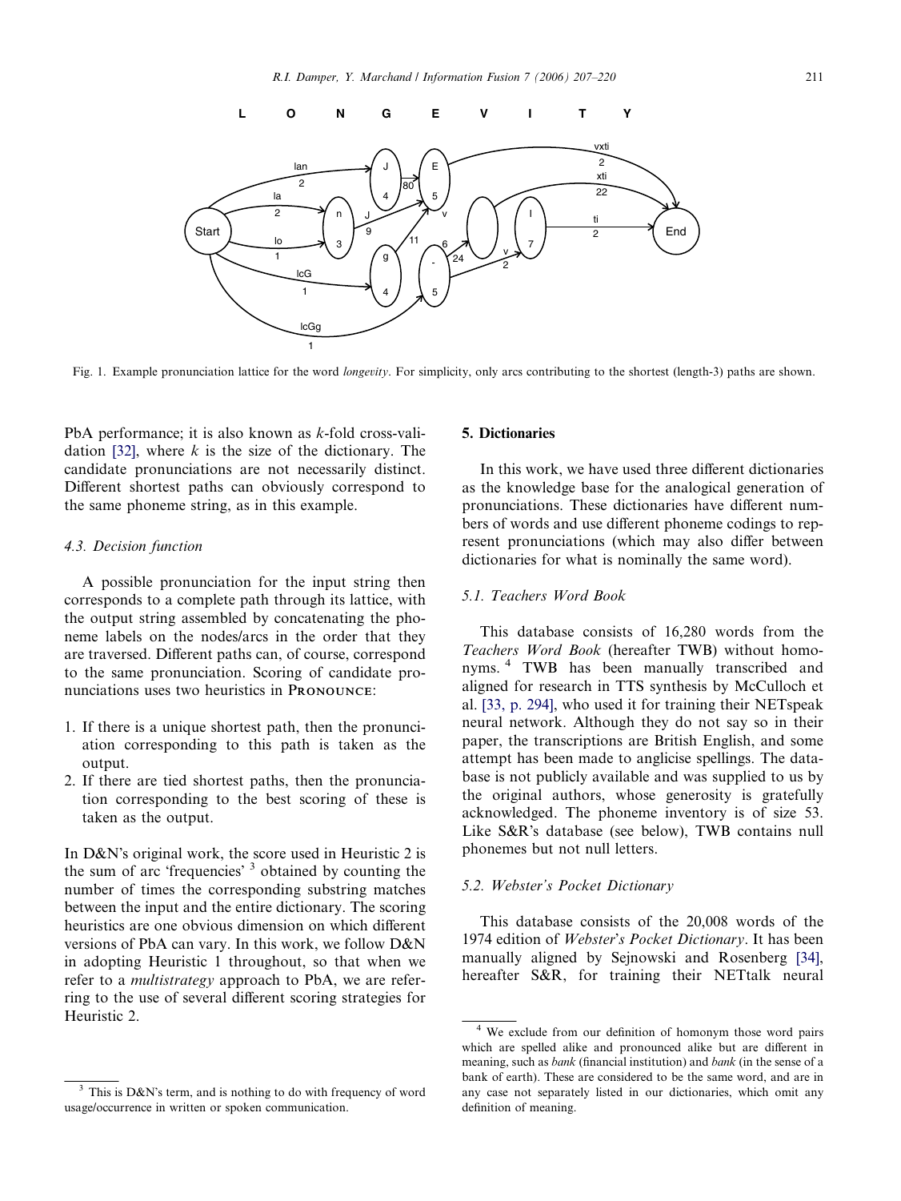Fig. 1. Example pronunciation lattice for the word *longevity*. For simplicity, only arcs contributing to the shortest (length-3) paths are shown.

PbA performance; it is also known as *k*-fold cross-validation [32], where *k* is the size of the dictionary. The candidate pronunciations are not necessarily distinct. Different shortest paths can obviously correspond to the same phoneme string, as in this example.

### 4.3. Decision function

A possible pronunciation for the input string then corresponds to a complete path through its lattice, with the output string assembled by concatenating the phoneme labels on the nodes/arcs in the order that they are traversed. Different paths can, of course, correspond to the same pronunciation. Scoring of candidate pronunciations uses two heuristics in PRONOUNCE:

1. If there is a unique shortest path, then the pronunciation corresponding to this path is taken as the output.
2. If there are tied shortest paths, then the pronunciation corresponding to the best scoring of these is taken as the output.

In D&N's original work, the score used in Heuristic 2 is the sum of arc 'frequencies' [3] obtained by counting the number of times the corresponding substring matches between the input and the entire dictionary. The scoring heuristics are one obvious dimension on which different versions of PbA can vary. In this work, we follow D&N in adopting Heuristic 1 throughout, so that when we refer to a *multistrategy* approach to PbA, we are referring to the use of several different scoring strategies for Heuristic 2.

[3] This is D&N's term, and is nothing to do with frequency of word usage/occurrence in written or spoken communication.

## 5. Dictionaries

In this work, we have used three different dictionaries as the knowledge base for the analogical generation of pronunciations. These dictionaries have different numbers of words and use different phoneme codings to represent pronunciations (which may also differ between dictionaries for what is nominally the same word).

### 5.1. Teachers Word Book

This database consists of 16,280 words from the *Teachers Word Book* (hereafter TWB) without homonyms. [4] TWB has been manually transcribed and aligned for research in TTS synthesis by McCulloch et al. [33, p. 294], who used it for training their NETspeak neural network. Although they do not say so in their paper, the transcriptions are British English, and some attempt has been made to anglicise spellings. The database is not publicly available and was supplied to us by the original authors, whose generosity is gratefully acknowledged. The phoneme inventory is of size 53. Like S&R's database (see below), TWB contains null phonemes but not null letters.

### 5.2. Webster's Pocket Dictionary

This database consists of the 20,008 words of the 1974 edition of *Webster's Pocket Dictionary*. It has been manually aligned by Sejnowski and Rosenberg [34], hereafter S&R, for training their NETtalk neural

[4] We exclude from our definition of homonym those word pairs which are spelled alike and pronounced alike but are different in meaning, such as *bank* (financial institution) and *bank* (in the sense of a bank of earth). These are considered to be the same word, and are in any case not separately listed in our dictionaries, which omit any definition of meaning.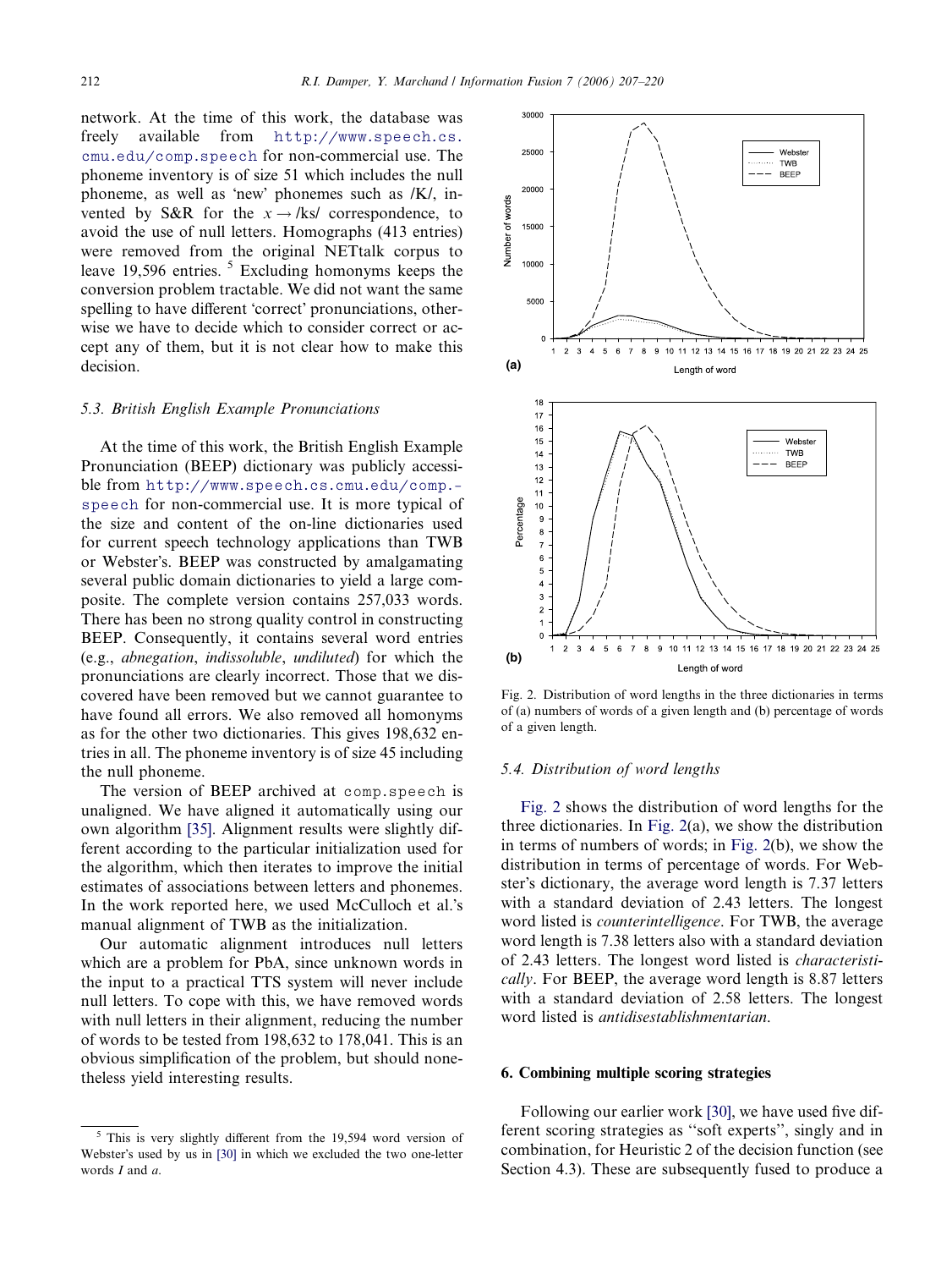network. At the time of this work, the database was freely available from http://www.speech.cs.cmu.edu/comp.speech for non-commercial use. The phoneme inventory is of size 51 which includes the null phoneme, as well as 'new' phonemes such as /K/, invented by S&R for the $x \rightarrow$ /ks/ correspondence, to avoid the use of null letters. Homographs (413 entries) were removed from the original NETtalk corpus to leave 19,596 entries. [5] Excluding homonyms keeps the conversion problem tractable. We did not want the same spelling to have different 'correct' pronunciations, otherwise we have to decide which to consider correct or accept any of them, but it is not clear how to make this decision.

### 5.3. British English Example Pronunciations

At the time of this work, the British English Example Pronunciation (BEEP) dictionary was publicly accessible from http://www.speech.cs.cmu.edu/comp.speech for non-commercial use. It is more typical of the size and content of the on-line dictionaries used for current speech technology applications than TWB or Webster's. BEEP was constructed by amalgamating several public domain dictionaries to yield a large composite. The complete version contains 257,033 words. There has been no strong quality control in constructing BEEP. Consequently, it contains several word entries (e.g., *abnegation*, *indissoluble*, *undiluted*) for which the pronunciations are clearly incorrect. Those that we discovered have been removed but we cannot guarantee to have found all errors. We also removed all homonyms as for the other two dictionaries. This gives 198,632 entries in all. The phoneme inventory is of size 45 including the null phoneme.

The version of BEEP archived at comp.speech is unaligned. We have aligned it automatically using our own algorithm [35]. Alignment results were slightly different according to the particular initialization used for the algorithm, which then iterates to improve the initial estimates of associations between letters and phonemes. In the work reported here, we used McCulloch et al.'s manual alignment of TWB as the initialization.

Our automatic alignment introduces null letters which are a problem for PbA, since unknown words in the input to a practical TTS system will never include null letters. To cope with this, we have removed words with null letters in their alignment, reducing the number of words to be tested from 198,632 to 178,041. This is an obvious simplification of the problem, but should nonetheless yield interesting results.

[5] This is very slightly different from the 19,594 word version of Webster's used by us in [30] in which we excluded the two one-letter words *I* and *a*.

Fig. 2. Distribution of word lengths in the three dictionaries in terms of (a) numbers of words of a given length and (b) percentage of words of a given length.

### 5.4. Distribution of word lengths

Fig. 2 shows the distribution of word lengths for the three dictionaries. In Fig. 2(a), we show the distribution in terms of numbers of words; in Fig. 2(b), we show the distribution in terms of percentage of words. For Webster's dictionary, the average word length is 7.37 letters with a standard deviation of 2.43 letters. The longest word listed is *counterintelligence*. For TWB, the average word length is 7.38 letters also with a standard deviation of 2.43 letters. The longest word listed is *characteristically*. For BEEP, the average word length is 8.87 letters with a standard deviation of 2.58 letters. The longest word listed is *antidisestablishmentarian*.

## 6. Combining multiple scoring strategies

Following our earlier work [30], we have used five different scoring strategies as "soft experts", singly and in combination, for Heuristic 2 of the decision function (see Section 4.3). These are subsequently fused to produce a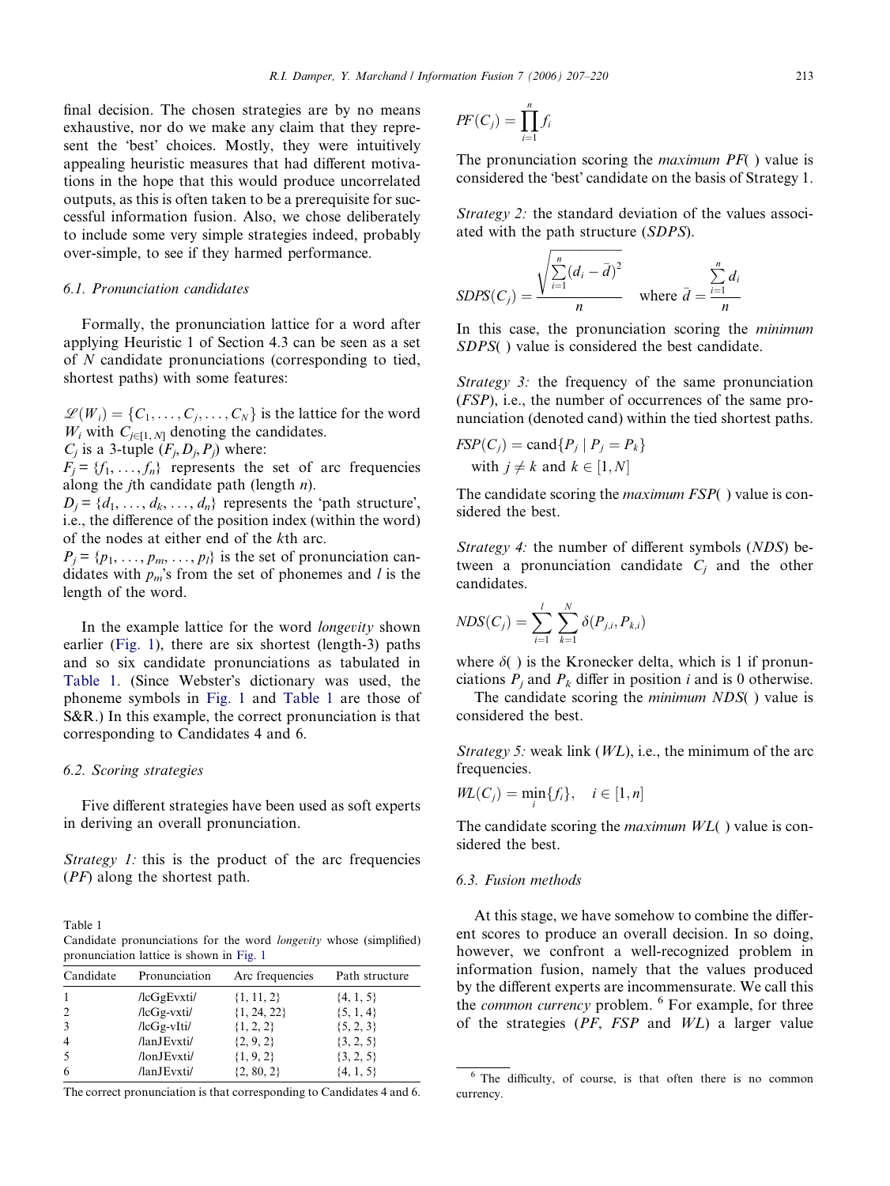final decision. The chosen strategies are by no means exhaustive, nor do we make any claim that they represent the 'best' choices. Mostly, they were intuitively appealing heuristic measures that had different motivations in the hope that this would produce uncorrelated outputs, as this is often taken to be a prerequisite for successful information fusion. Also, we chose deliberately to include some very simple strategies indeed, probably over-simple, to see if they harmed performance.

### 6.1. Pronunciation candidates

Formally, the pronunciation lattice for a word after applying Heuristic 1 of Section 4.3 can be seen as a set of $N$ candidate pronunciations (corresponding to tied, shortest paths) with some features:

$\mathscr{L}(W_i) = \{C_1, \ldots, C_j, \ldots, C_N\}$ is the lattice for the word $W_i$ with $C_{j\in[1,N]}$ denoting the candidates.
$C_j$ is a 3-tuple $(F_j, D_j, P_j)$ where:
$F_j = \{f_1, \ldots, f_n\}$ represents the set of arc frequencies along the $j$th candidate path (length $n$).
$D_j = \{d_1, \ldots, d_k, \ldots, d_n\}$ represents the 'path structure', i.e., the difference of the position index (within the word) of the nodes at either end of the $k$th arc.
$P_j = \{p_1, \ldots, p_m, \ldots, p_l\}$ is the set of pronunciation candidates with $p_m$'s from the set of phonemes and $l$ is the length of the word.

In the example lattice for the word *longevity* shown earlier (Fig. 1), there are six shortest (length-3) paths and so six candidate pronunciations as tabulated in Table 1. (Since Webster's dictionary was used, the phoneme symbols in Fig. 1 and Table 1 are those of S&R.) In this example, the correct pronunciation is that corresponding to Candidates 4 and 6.

Table 1
Candidate pronunciations for the word *longevity* whose (simplified) pronunciation lattice is shown in Fig. 1

| Candidate | Pronunciation | Arc frequencies | Path structure |
|---|---|---|---|
| 1 | /lcGgEvxti/ | {1, 11, 2} | {4, 1, 5} |
| 2 | /lcGg-vxti/ | {1, 24, 22} | {5, 1, 4} |
| 3 | /lcGg-vIti/ | {1, 2, 2} | {5, 2, 3} |
| 4 | /lanJEvxti/ | {2, 9, 2} | {3, 2, 5} |
| 5 | /lonJEvxti/ | {1, 9, 2} | {3, 2, 5} |
| 6 | /lanJEvxti/ | {2, 80, 2} | {4, 1, 5} |

The correct pronunciation is that corresponding to Candidates 4 and 6.

### 6.2. Scoring strategies

Five different strategies have been used as soft experts in deriving an overall pronunciation.

*Strategy 1:* this is the product of the arc frequencies (*PF*) along the shortest path.

$$PF(C_j) = \prod_{i=1}^{n} f_i$$

The pronunciation scoring the *maximum PF*( ) value is considered the 'best' candidate on the basis of Strategy 1.

*Strategy 2:* the standard deviation of the values associated with the path structure (*SDPS*).

$$SDPS(C_j) = \frac{\sqrt{\sum_{i=1}^{n}(d_i - \bar{d})^2}}{n} \quad \text{where } \bar{d} = \frac{\sum_{i=1}^{n} d_i}{n}$$

In this case, the pronunciation scoring the *minimum SDPS*( ) value is considered the best candidate.

*Strategy 3:* the frequency of the same pronunciation (*FSP*), i.e., the number of occurrences of the same pronunciation (denoted cand) within the tied shortest paths.

$$FSP(C_j) = \text{cand}\{P_j \mid P_j = P_k\}$$
$$\text{with } j \neq k \text{ and } k \in [1, N]$$

The candidate scoring the *maximum FSP*( ) value is considered the best.

*Strategy 4:* the number of different symbols (*NDS*) between a pronunciation candidate $C_j$ and the other candidates.

$$NDS(C_j) = \sum_{i=1}^{l} \sum_{k=1}^{N} \delta(P_{j,i}, P_{k,i})$$

where $\delta(\ )$ is the Kronecker delta, which is 1 if pronunciations $P_j$ and $P_k$ differ in position $i$ and is 0 otherwise.

The candidate scoring the *minimum NDS*( ) value is considered the best.

*Strategy 5:* weak link (*WL*), i.e., the minimum of the arc frequencies.

$$WL(C_j) = \min_i\{f_i\}, \quad i \in [1, n]$$

The candidate scoring the *maximum WL*( ) value is considered the best.

### 6.3. Fusion methods

At this stage, we have somehow to combine the different scores to produce an overall decision. In so doing, however, we confront a well-recognized problem in information fusion, namely that the values produced by the different experts are incommensurate. We call this the *common currency* problem. [6] For example, for three of the strategies (*PF*, *FSP* and *WL*) a larger value

[6] The difficulty, of course, is that often there is no common currency.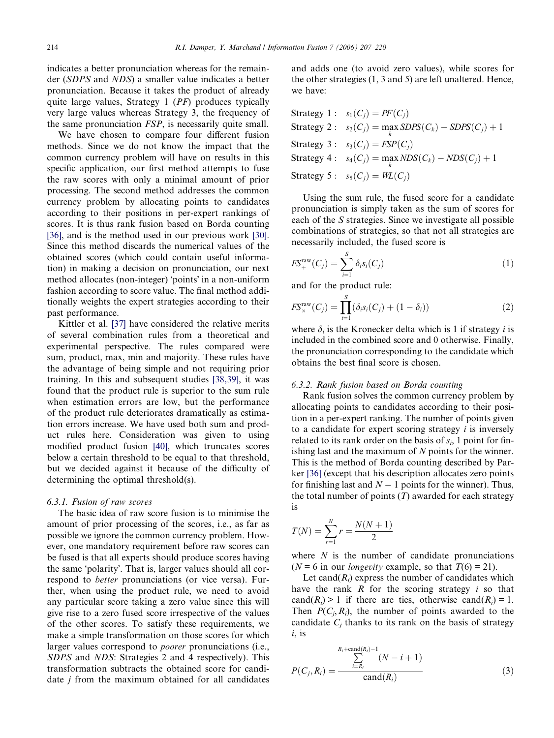indicates a better pronunciation whereas for the remainder (*SDPS* and *NDS*) a smaller value indicates a better pronunciation. Because it takes the product of already quite large values, Strategy 1 (*PF*) produces typically very large values whereas Strategy 3, the frequency of the same pronunciation *FSP*, is necessarily quite small.

We have chosen to compare four different fusion methods. Since we do not know the impact that the common currency problem will have on results in this specific application, our first method attempts to fuse the raw scores with only a minimal amount of prior processing. The second method addresses the common currency problem by allocating points to candidates according to their positions in per-expert rankings of scores. It is thus rank fusion based on Borda counting [36], and is the method used in our previous work [30]. Since this method discards the numerical values of the obtained scores (which could contain useful information) in making a decision on pronunciation, our next method allocates (non-integer) 'points' in a non-uniform fashion according to score value. The final method additionally weights the expert strategies according to their past performance.

Kittler et al. [37] have considered the relative merits of several combination rules from a theoretical and experimental perspective. The rules compared were sum, product, max, min and majority. These rules have the advantage of being simple and not requiring prior training. In this and subsequent studies [38,39], it was found that the product rule is superior to the sum rule when estimation errors are low, but the performance of the product rule deteriorates dramatically as estimation errors increase. We have used both sum and product rules here. Consideration was given to using modified product fusion [40], which truncates scores below a certain threshold to be equal to that threshold, but we decided against it because of the difficulty of determining the optimal threshold(s).

### 6.3.1. Fusion of raw scores

The basic idea of raw score fusion is to minimise the amount of prior processing of the scores, i.e., as far as possible we ignore the common currency problem. However, one mandatory requirement before raw scores can be fused is that all experts should produce scores having the same 'polarity'. That is, larger values should all correspond to *better* pronunciations (or vice versa). Further, when using the product rule, we need to avoid any particular score taking a zero value since this will give rise to a zero fused score irrespective of the values of the other scores. To satisfy these requirements, we make a simple transformation on those scores for which larger values correspond to *poorer* pronunciations (i.e., *SDPS* and *NDS*: Strategies 2 and 4 respectively). This transformation subtracts the obtained score for candidate $j$ from the maximum obtained for all candidates and adds one (to avoid zero values), while scores for the other strategies (1, 3 and 5) are left unaltered. Hence, we have:

$$
\begin{aligned}
\text{Strategy 1}: \quad & s_1(C_j) = PF(C_j) \\
\text{Strategy 2}: \quad & s_2(C_j) = \max_k SDPS(C_k) - SDPS(C_j) + 1 \\
\text{Strategy 3}: \quad & s_3(C_j) = FSP(C_j) \\
\text{Strategy 4}: \quad & s_4(C_j) = \max_k NDS(C_k) - NDS(C_j) + 1 \\
\text{Strategy 5}: \quad & s_5(C_j) = WL(C_j)
\end{aligned}
$$

Using the sum rule, the fused score for a candidate pronunciation is simply taken as the sum of scores for each of the $S$ strategies. Since we investigate all possible combinations of strategies, so that not all strategies are necessarily included, the fused score is

$$
FS_{+}^{\text{raw}}(C_j) = \sum_{i=1}^{S} \delta_i s_i(C_j) \tag{1}
$$

and for the product rule:

$$
FS_{\times}^{\text{raw}}(C_j) = \prod_{i=1}^{S} (\delta_i s_i(C_j) + (1 - \delta_i)) \tag{2}
$$

where $\delta_i$ is the Kronecker delta which is 1 if strategy $i$ is included in the combined score and 0 otherwise. Finally, the pronunciation corresponding to the candidate which obtains the best final score is chosen.

### 6.3.2. Rank fusion based on Borda counting

Rank fusion solves the common currency problem by allocating points to candidates according to their position in a per-expert ranking. The number of points given to a candidate for expert scoring strategy $i$ is inversely related to its rank order on the basis of $s_i$, 1 point for finishing last and the maximum of $N$ points for the winner. This is the method of Borda counting described by Parker [36] (except that his description allocates zero points for finishing last and $N - 1$ points for the winner). Thus, the total number of points ($T$) awarded for each strategy is

$$
T(N) = \sum_{r=1}^{N} r = \frac{N(N+1)}{2}
$$

where $N$ is the number of candidate pronunciations ($N = 6$ in our *longevity* example, so that $T(6) = 21$).

Let $\text{cand}(R_i)$ express the number of candidates which have the rank $R$ for the scoring strategy $i$ so that $\text{cand}(R_i) > 1$ if there are ties, otherwise $\text{cand}(R_i) = 1$. Then $P(C_j, R_i)$, the number of points awarded to the candidate $C_j$ thanks to its rank on the basis of strategy $i$, is

$$
P(C_j, R_i) = \frac{\sum_{i=R_i}^{R_i + \text{cand}(R_i) - 1} (N - i + 1)}{\text{cand}(R_i)} \tag{3}
$$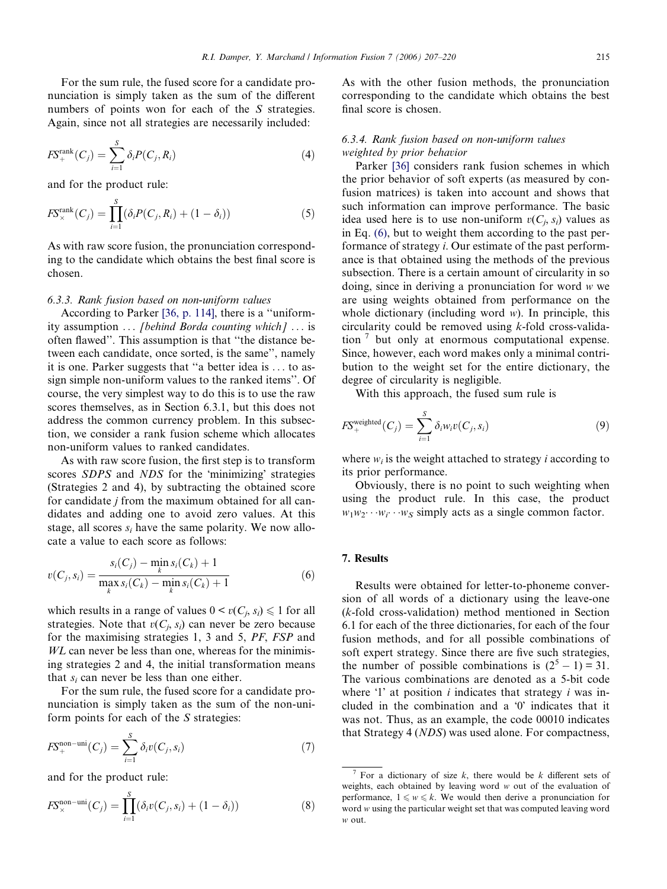For the sum rule, the fused score for a candidate pronunciation is simply taken as the sum of the different numbers of points won for each of the $S$ strategies. Again, since not all strategies are necessarily included:

$$FS_{+}^{\text{rank}}(C_j) = \sum_{i=1}^{S} \delta_i P(C_j, R_i) \tag{4}$$

and for the product rule:

$$FS_{\times}^{\text{rank}}(C_j) = \prod_{i=1}^{S} (\delta_i P(C_j, R_i) + (1 - \delta_i)) \tag{5}$$

As with raw score fusion, the pronunciation corresponding to the candidate which obtains the best final score is chosen.

#### 6.3.3. Rank fusion based on non-uniform values

According to Parker [36, p. 114], there is a ''uniformity assumption ... *[behind Borda counting which]* ... is often flawed''. This assumption is that ''the distance between each candidate, once sorted, is the same'', namely it is one. Parker suggests that ''a better idea is ... to assign simple non-uniform values to the ranked items''. Of course, the very simplest way to do this is to use the raw scores themselves, as in Section 6.3.1, but this does not address the common currency problem. In this subsection, we consider a rank fusion scheme which allocates non-uniform values to ranked candidates.

As with raw score fusion, the first step is to transform scores *SDPS* and *NDS* for the 'minimizing' strategies (Strategies 2 and 4), by subtracting the obtained score for candidate $j$ from the maximum obtained for all candidates and adding one to avoid zero values. At this stage, all scores $s_i$ have the same polarity. We now allocate a value to each score as follows:

$$v(C_j, s_i) = \frac{s_i(C_j) - \min_k s_i(C_k) + 1}{\max_k s_i(C_k) - \min_k s_i(C_k) + 1} \tag{6}$$

which results in a range of values $0 < v(C_j, s_i) \leqslant 1$ for all strategies. Note that $v(C_j, s_i)$ can never be zero because for the maximising strategies 1, 3 and 5, *PF*, *FSP* and *WL* can never be less than one, whereas for the minimising strategies 2 and 4, the initial transformation means that $s_i$ can never be less than one either.

For the sum rule, the fused score for a candidate pronunciation is simply taken as the sum of the non-uniform points for each of the $S$ strategies:

$$FS_{+}^{\text{non-uni}}(C_j) = \sum_{i=1}^{S} \delta_i v(C_j, s_i) \tag{7}$$

and for the product rule:

$$FS_{\times}^{\text{non-uni}}(C_j) = \prod_{i=1}^{S} (\delta_i v(C_j, s_i) + (1 - \delta_i)) \tag{8}$$

As with the other fusion methods, the pronunciation corresponding to the candidate which obtains the best final score is chosen.

#### 6.3.4. Rank fusion based on non-uniform values weighted by prior behavior

Parker [36] considers rank fusion schemes in which the prior behavior of soft experts (as measured by confusion matrices) is taken into account and shows that such information can improve performance. The basic idea used here is to use non-uniform $v(C_j, s_i)$ values as in Eq. (6), but to weight them according to the past performance of strategy $i$. Our estimate of the past performance is that obtained using the methods of the previous subsection. There is a certain amount of circularity in so doing, since in deriving a pronunciation for word $w$ we are using weights obtained from performance on the whole dictionary (including word $w$). In principle, this circularity could be removed using $k$-fold cross-validation [7] but only at enormous computational expense. Since, however, each word makes only a minimal contribution to the weight set for the entire dictionary, the degree of circularity is negligible.

With this approach, the fused sum rule is

$$FS_{+}^{\text{weighted}}(C_j) = \sum_{i=1}^{S} \delta_i w_i v(C_j, s_i) \tag{9}$$

where $w_i$ is the weight attached to strategy $i$ according to its prior performance.

Obviously, there is no point to such weighting when using the product rule. In this case, the product $w_1 w_2 \cdots w_i \cdots w_S$ simply acts as a single common factor.

## 7. Results

Results were obtained for letter-to-phoneme conversion of all words of a dictionary using the leave-one ($k$-fold cross-validation) method mentioned in Section 6.1 for each of the three dictionaries, for each of the four fusion methods, and for all possible combinations of soft expert strategy. Since there are five such strategies, the number of possible combinations is $(2^5 - 1) = 31$. The various combinations are denoted as a 5-bit code where '1' at position $i$ indicates that strategy $i$ was included in the combination and a '0' indicates that it was not. Thus, as an example, the code 00010 indicates that Strategy 4 (*NDS*) was used alone. For compactness,

[7] For a dictionary of size $k$, there would be $k$ different sets of weights, each obtained by leaving word $w$ out of the evaluation of performance, $1 \leqslant w \leqslant k$. We would then derive a pronunciation for word $w$ using the particular weight set that was computed leaving word $w$ out.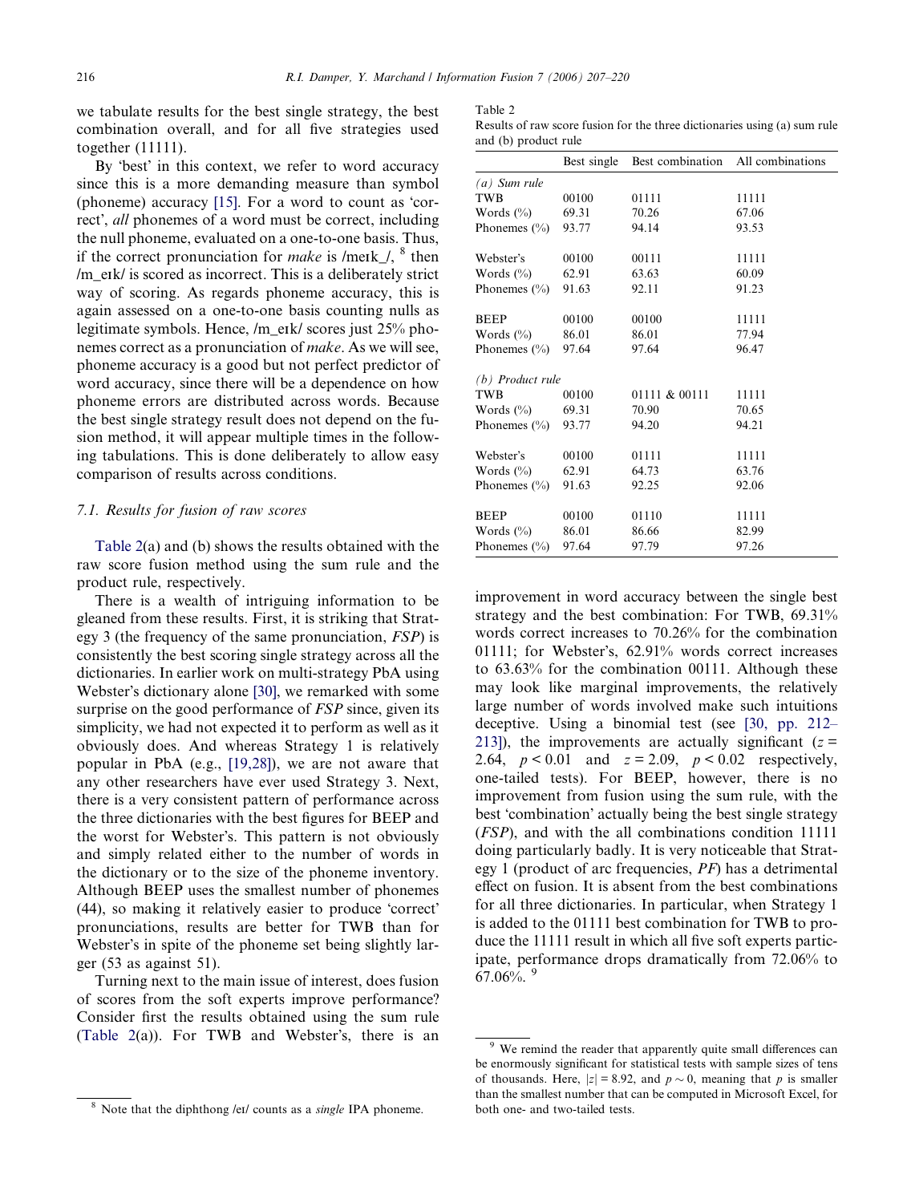we tabulate results for the best single strategy, the best combination overall, and for all five strategies used together (11111).

By 'best' in this context, we refer to word accuracy since this is a more demanding measure than symbol (phoneme) accuracy [15]. For a word to count as 'correct', *all* phonemes of a word must be correct, including the null phoneme, evaluated on a one-to-one basis. Thus, if the correct pronunciation for *make* is /meɪk_/, [8] then /m_eɪk/ is scored as incorrect. This is a deliberately strict way of scoring. As regards phoneme accuracy, this is again assessed on a one-to-one basis counting nulls as legitimate symbols. Hence, /m_eɪk/ scores just 25% phonemes correct as a pronunciation of *make*. As we will see, phoneme accuracy is a good but not perfect predictor of word accuracy, since there will be a dependence on how phoneme errors are distributed across words. Because the best single strategy result does not depend on the fusion method, it will appear multiple times in the following tabulations. This is done deliberately to allow easy comparison of results across conditions.

### 7.1. Results for fusion of raw scores

Table 2(a) and (b) shows the results obtained with the raw score fusion method using the sum rule and the product rule, respectively.

There is a wealth of intriguing information to be gleaned from these results. First, it is striking that Strategy 3 (the frequency of the same pronunciation, *FSP*) is consistently the best scoring single strategy across all the dictionaries. In earlier work on multi-strategy PbA using Webster's dictionary alone [30], we remarked with some surprise on the good performance of *FSP* since, given its simplicity, we had not expected it to perform as well as it obviously does. And whereas Strategy 1 is relatively popular in PbA (e.g., [19,28]), we are not aware that any other researchers have ever used Strategy 3. Next, there is a very consistent pattern of performance across the three dictionaries with the best figures for BEEP and the worst for Webster's. This pattern is not obviously and simply related either to the number of words in the dictionary or to the size of the phoneme inventory. Although BEEP uses the smallest number of phonemes (44), so making it relatively easier to produce 'correct' pronunciations, results are better for TWB than for Webster's in spite of the phoneme set being slightly larger (53 as against 51).

Turning next to the main issue of interest, does fusion of scores from the soft experts improve performance? Consider first the results obtained using the sum rule (Table 2(a)). For TWB and Webster's, there is an improvement in word accuracy between the single best strategy and the best combination: For TWB, 69.31% words correct increases to 70.26% for the combination 01111; for Webster's, 62.91% words correct increases to 63.63% for the combination 00111. Although these may look like marginal improvements, the relatively large number of words involved make such intuitions deceptive. Using a binomial test (see [30, pp. 212–213]), the improvements are actually significant ($z = 2.64$, $p < 0.01$ and $z = 2.09$, $p < 0.02$ respectively, one-tailed tests). For BEEP, however, there is no improvement from fusion using the sum rule, with the best 'combination' actually being the best single strategy (*FSP*), and with the all combinations condition 11111 doing particularly badly. It is very noticeable that Strategy 1 (product of arc frequencies, *PF*) has a detrimental effect on fusion. It is absent from the best combinations for all three dictionaries. In particular, when Strategy 1 is added to the 01111 best combination for TWB to produce the 11111 result in which all five soft experts participate, performance drops dramatically from 72.06% to 67.06%. [9]

Table 2
Results of raw score fusion for the three dictionaries using (a) sum rule and (b) product rule

| | Best single | Best combination | All combinations |
|---|---|---|---|
| *(a) Sum rule* | | | |
| TWB | 00100 | 01111 | 11111 |
| Words (%) | 69.31 | 70.26 | 67.06 |
| Phonemes (%) | 93.77 | 94.14 | 93.53 |
| Webster's | 00100 | 00111 | 11111 |
| Words (%) | 62.91 | 63.63 | 60.09 |
| Phonemes (%) | 91.63 | 92.11 | 91.23 |
| BEEP | 00100 | 00100 | 11111 |
| Words (%) | 86.01 | 86.01 | 77.94 |
| Phonemes (%) | 97.64 | 97.64 | 96.47 |
| *(b) Product rule* | | | |
| TWB | 00100 | 01111 & 00111 | 11111 |
| Words (%) | 69.31 | 70.90 | 70.65 |
| Phonemes (%) | 93.77 | 94.20 | 94.21 |
| Webster's | 00100 | 01111 | 11111 |
| Words (%) | 62.91 | 64.73 | 63.76 |
| Phonemes (%) | 91.63 | 92.25 | 92.06 |
| BEEP | 00100 | 01110 | 11111 |
| Words (%) | 86.01 | 86.66 | 82.99 |
| Phonemes (%) | 97.64 | 97.79 | 97.26 |

[8] Note that the diphthong /eɪ/ counts as a *single* IPA phoneme.

[9] We remind the reader that apparently quite small differences can be enormously significant for statistical tests with sample sizes of tens of thousands. Here, $|z| = 8.92$, and $p \sim 0$, meaning that $p$ is smaller than the smallest number that can be computed in Microsoft Excel, for both one- and two-tailed tests.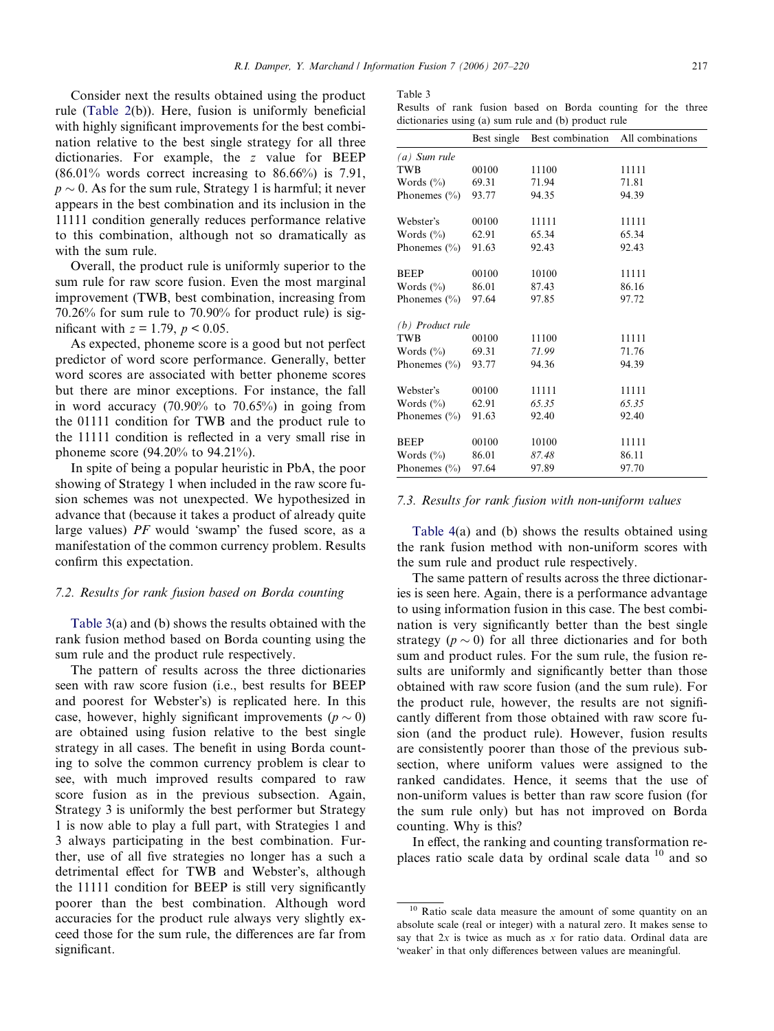Consider next the results obtained using the product rule (Table 2(b)). Here, fusion is uniformly beneficial with highly significant improvements for the best combination relative to the best single strategy for all three dictionaries. For example, the $z$ value for BEEP (86.01% words correct increasing to 86.66%) is 7.91, $p \sim 0$. As for the sum rule, Strategy 1 is harmful; it never appears in the best combination and its inclusion in the 11111 condition generally reduces performance relative to this combination, although not so dramatically as with the sum rule.

Overall, the product rule is uniformly superior to the sum rule for raw score fusion. Even the most marginal improvement (TWB, best combination, increasing from 70.26% for sum rule to 70.90% for product rule) is significant with $z = 1.79$, $p < 0.05$.

As expected, phoneme score is a good but not perfect predictor of word score performance. Generally, better word scores are associated with better phoneme scores but there are minor exceptions. For instance, the fall in word accuracy (70.90% to 70.65%) in going from the 01111 condition for TWB and the product rule to the 11111 condition is reflected in a very small rise in phoneme score (94.20% to 94.21%).

In spite of being a popular heuristic in PbA, the poor showing of Strategy 1 when included in the raw score fusion schemes was not unexpected. We hypothesized in advance that (because it takes a product of already quite large values) *PF* would 'swamp' the fused score, as a manifestation of the common currency problem. Results confirm this expectation.

### 7.2. Results for rank fusion based on Borda counting

Table 3(a) and (b) shows the results obtained with the rank fusion method based on Borda counting using the sum rule and the product rule respectively.

The pattern of results across the three dictionaries seen with raw score fusion (i.e., best results for BEEP and poorest for Webster's) is replicated here. In this case, however, highly significant improvements ($p \sim 0$) are obtained using fusion relative to the best single strategy in all cases. The benefit in using Borda counting to solve the common currency problem is clear to see, with much improved results compared to raw score fusion as in the previous subsection. Again, Strategy 3 is uniformly the best performer but Strategy 1 is now able to play a full part, with Strategies 1 and 3 always participating in the best combination. Further, use of all five strategies no longer has a such a detrimental effect for TWB and Webster's, although the 11111 condition for BEEP is still very significantly poorer than the best combination. Although word accuracies for the product rule always very slightly exceed those for the sum rule, the differences are far from significant.

Table 3
Results of rank fusion based on Borda counting for the three dictionaries using (a) sum rule and (b) product rule

| | Best single | Best combination | All combinations |
|---|---|---|---|
| *(a) Sum rule* | | | |
| TWB | 00100 | 11100 | 11111 |
| Words (%) | 69.31 | 71.94 | 71.81 |
| Phonemes (%) | 93.77 | 94.35 | 94.39 |
| Webster's | 00100 | 11111 | 11111 |
| Words (%) | 62.91 | 65.34 | 65.34 |
| Phonemes (%) | 91.63 | 92.43 | 92.43 |
| BEEP | 00100 | 10100 | 11111 |
| Words (%) | 86.01 | 87.43 | 86.16 |
| Phonemes (%) | 97.64 | 97.85 | 97.72 |
| *(b) Product rule* | | | |
| TWB | 00100 | 11100 | 11111 |
| Words (%) | 69.31 | *71.99* | 71.76 |
| Phonemes (%) | 93.77 | 94.36 | 94.39 |
| Webster's | 00100 | 11111 | 11111 |
| Words (%) | 62.91 | *65.35* | *65.35* |
| Phonemes (%) | 91.63 | 92.40 | 92.40 |
| BEEP | 00100 | 10100 | 11111 |
| Words (%) | 86.01 | *87.48* | 86.11 |
| Phonemes (%) | 97.64 | 97.89 | 97.70 |

### 7.3. Results for rank fusion with non-uniform values

Table 4(a) and (b) shows the results obtained using the rank fusion method with non-uniform scores with the sum rule and product rule respectively.

The same pattern of results across the three dictionaries is seen here. Again, there is a performance advantage to using information fusion in this case. The best combination is very significantly better than the best single strategy ($p \sim 0$) for all three dictionaries and for both sum and product rules. For the sum rule, the fusion results are uniformly and significantly better than those obtained with raw score fusion (and the sum rule). For the product rule, however, the results are not significantly different from those obtained with raw score fusion (and the product rule). However, fusion results are consistently poorer than those of the previous subsection, where uniform values were assigned to the ranked candidates. Hence, it seems that the use of non-uniform values is better than raw score fusion (for the sum rule only) but has not improved on Borda counting. Why is this?

In effect, the ranking and counting transformation replaces ratio scale data by ordinal scale data [10] and so

[10] Ratio scale data measure the amount of some quantity on an absolute scale (real or integer) with a natural zero. It makes sense to say that $2x$ is twice as much as $x$ for ratio data. Ordinal data are 'weaker' in that only differences between values are meaningful.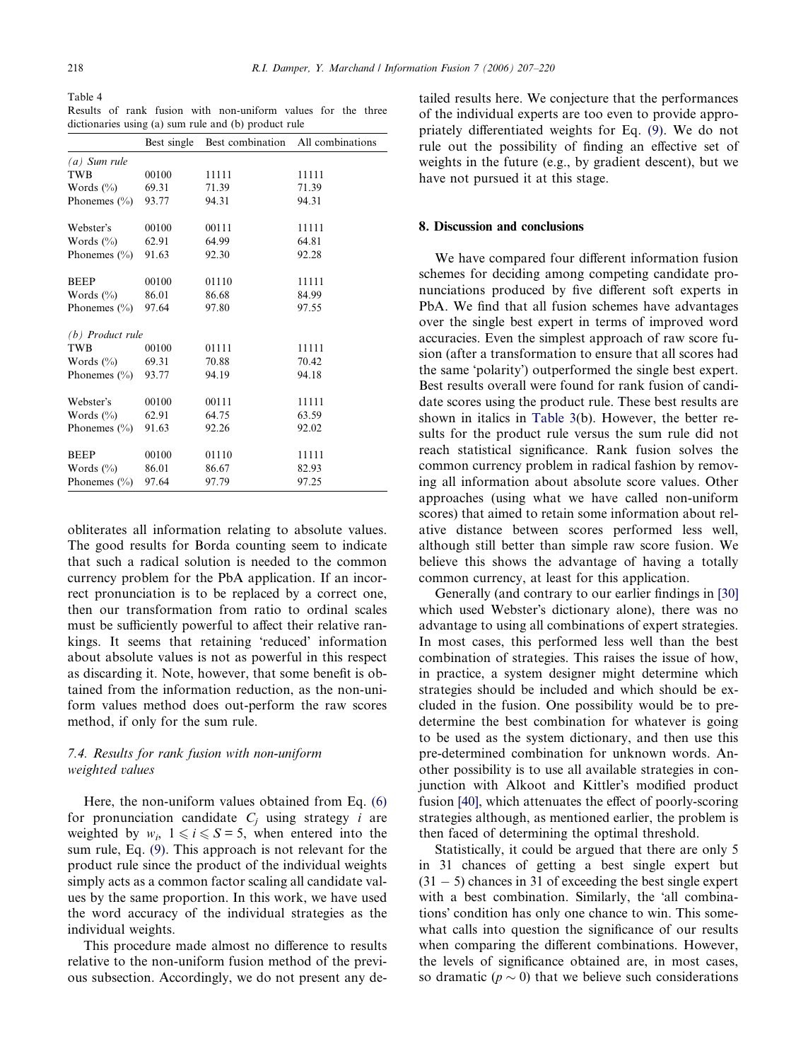Table 4
Results of rank fusion with non-uniform values for the three dictionaries using (a) sum rule and (b) product rule

| | Best single | Best combination | All combinations |
|---|---|---|---|
| *(a) Sum rule* | | | |
| TWB | 00100 | 11111 | 11111 |
| Words (%) | 69.31 | 71.39 | 71.39 |
| Phonemes (%) | 93.77 | 94.31 | 94.31 |
| Webster's | 00100 | 00111 | 11111 |
| Words (%) | 62.91 | 64.99 | 64.81 |
| Phonemes (%) | 91.63 | 92.30 | 92.28 |
| BEEP | 00100 | 01110 | 11111 |
| Words (%) | 86.01 | 86.68 | 84.99 |
| Phonemes (%) | 97.64 | 97.80 | 97.55 |
| *(b) Product rule* | | | |
| TWB | 00100 | 01111 | 11111 |
| Words (%) | 69.31 | 70.88 | 70.42 |
| Phonemes (%) | 93.77 | 94.19 | 94.18 |
| Webster's | 00100 | 00111 | 11111 |
| Words (%) | 62.91 | 64.75 | 63.59 |
| Phonemes (%) | 91.63 | 92.26 | 92.02 |
| BEEP | 00100 | 01110 | 11111 |
| Words (%) | 86.01 | 86.67 | 82.93 |
| Phonemes (%) | 97.64 | 97.79 | 97.25 |

obliterates all information relating to absolute values. The good results for Borda counting seem to indicate that such a radical solution is needed to the common currency problem for the PbA application. If an incorrect pronunciation is to be replaced by a correct one, then our transformation from ratio to ordinal scales must be sufficiently powerful to affect their relative rankings. It seems that retaining 'reduced' information about absolute values is not as powerful in this respect as discarding it. Note, however, that some benefit is obtained from the information reduction, as the non-uniform values method does out-perform the raw scores method, if only for the sum rule.

### 7.4. Results for rank fusion with non-uniform weighted values

Here, the non-uniform values obtained from Eq. (6) for pronunciation candidate $C_j$ using strategy $i$ are weighted by $w_i$, $1 \leqslant i \leqslant S = 5$, when entered into the sum rule, Eq. (9). This approach is not relevant for the product rule since the product of the individual weights simply acts as a common factor scaling all candidate values by the same proportion. In this work, we have used the word accuracy of the individual strategies as the individual weights.

This procedure made almost no difference to results relative to the non-uniform fusion method of the previous subsection. Accordingly, we do not present any detailed results here. We conjecture that the performances of the individual experts are too even to provide appropriately differentiated weights for Eq. (9). We do not rule out the possibility of finding an effective set of weights in the future (e.g., by gradient descent), but we have not pursued it at this stage.

## 8. Discussion and conclusions

We have compared four different information fusion schemes for deciding among competing candidate pronunciations produced by five different soft experts in PbA. We find that all fusion schemes have advantages over the single best expert in terms of improved word accuracies. Even the simplest approach of raw score fusion (after a transformation to ensure that all scores had the same 'polarity') outperformed the single best expert. Best results overall were found for rank fusion of candidate scores using the product rule. These best results are shown in italics in Table 3(b). However, the better results for the product rule versus the sum rule did not reach statistical significance. Rank fusion solves the common currency problem in radical fashion by removing all information about absolute score values. Other approaches (using what we have called non-uniform scores) that aimed to retain some information about relative distance between scores performed less well, although still better than simple raw score fusion. We believe this shows the advantage of having a totally common currency, at least for this application.

Generally (and contrary to our earlier findings in [30] which used Webster's dictionary alone), there was no advantage to using all combinations of expert strategies. In most cases, this performed less well than the best combination of strategies. This raises the issue of how, in practice, a system designer might determine which strategies should be included and which should be excluded in the fusion. One possibility would be to predetermine the best combination for whatever is going to be used as the system dictionary, and then use this pre-determined combination for unknown words. Another possibility is to use all available strategies in conjunction with Alkoot and Kittler's modified product fusion [40], which attenuates the effect of poorly-scoring strategies although, as mentioned earlier, the problem is then faced of determining the optimal threshold.

Statistically, it could be argued that there are only 5 in 31 chances of getting a best single expert but $(31 - 5)$ chances in 31 of exceeding the best single expert with a best combination. Similarly, the 'all combinations' condition has only one chance to win. This somewhat calls into question the significance of our results when comparing the different combinations. However, the levels of significance obtained are, in most cases, so dramatic ($p \sim 0$) that we believe such considerations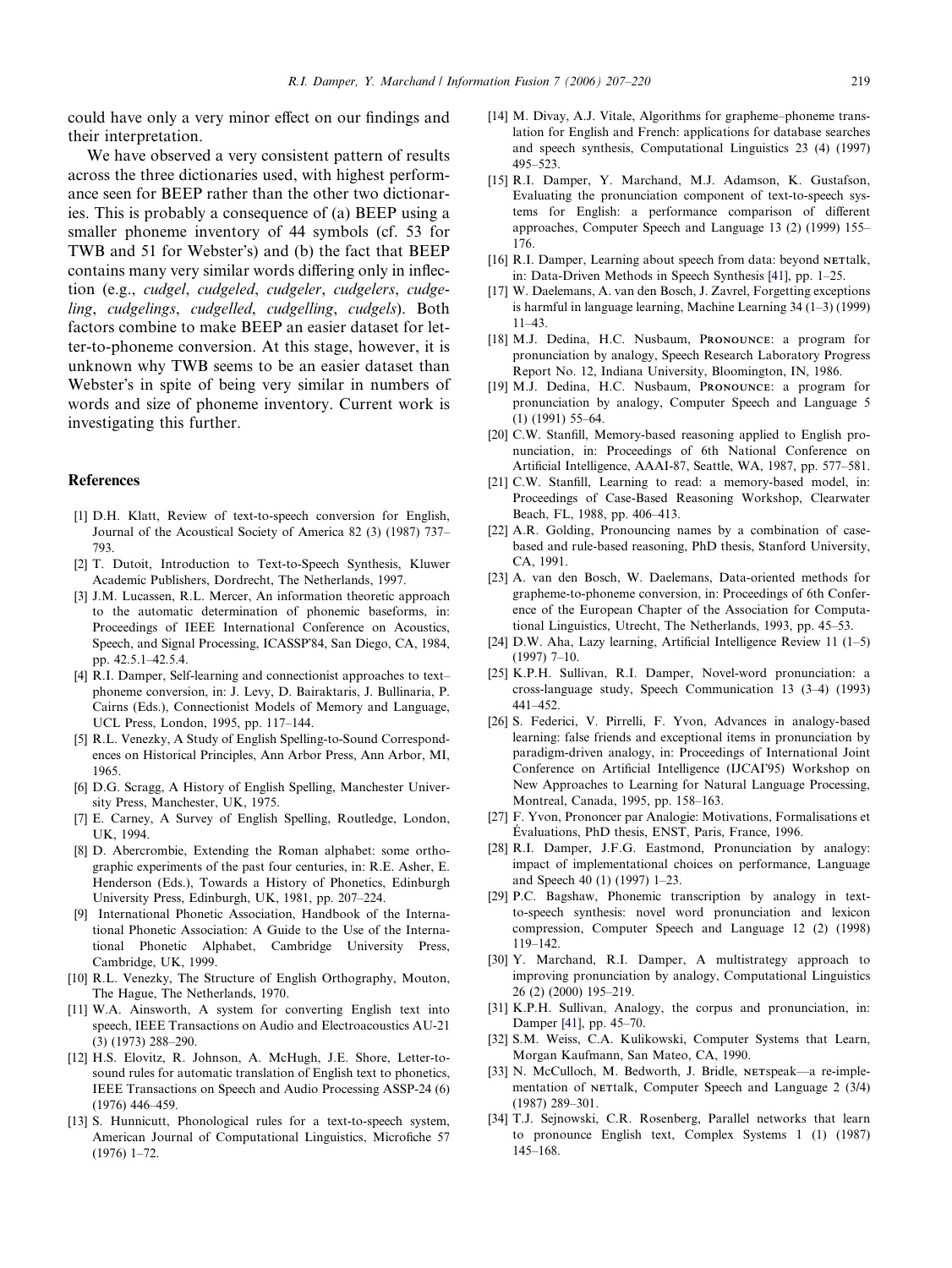could have only a very minor effect on our findings and their interpretation.

We have observed a very consistent pattern of results across the three dictionaries used, with highest performance seen for BEEP rather than the other two dictionaries. This is probably a consequence of (a) BEEP using a smaller phoneme inventory of 44 symbols (cf. 53 for TWB and 51 for Webster's) and (b) the fact that BEEP contains many very similar words differing only in inflection (e.g., *cudgel*, *cudgeled*, *cudgeler*, *cudgelers*, *cudgeling*, *cudgelings*, *cudgelled*, *cudgelling*, *cudgels*). Both factors combine to make BEEP an easier dataset for letter-to-phoneme conversion. At this stage, however, it is unknown why TWB seems to be an easier dataset than Webster's in spite of being very similar in numbers of words and size of phoneme inventory. Current work is investigating this further.

## References

[1] D.H. Klatt, Review of text-to-speech conversion for English, Journal of the Acoustical Society of America 82 (3) (1987) 737–793.

[2] T. Dutoit, Introduction to Text-to-Speech Synthesis, Kluwer Academic Publishers, Dordrecht, The Netherlands, 1997.

[3] J.M. Lucassen, R.L. Mercer, An information theoretic approach to the automatic determination of phonemic baseforms, in: Proceedings of IEEE International Conference on Acoustics, Speech, and Signal Processing, ICASSP'84, San Diego, CA, 1984, pp. 42.5.1–42.5.4.

[4] R.I. Damper, Self-learning and connectionist approaches to text–phoneme conversion, in: J. Levy, D. Bairaktaris, J. Bullinaria, P. Cairns (Eds.), Connectionist Models of Memory and Language, UCL Press, London, 1995, pp. 117–144.

[5] R.L. Venezky, A Study of English Spelling-to-Sound Correspondences on Historical Principles, Ann Arbor Press, Ann Arbor, MI, 1965.

[6] D.G. Scragg, A History of English Spelling, Manchester University Press, Manchester, UK, 1975.

[7] E. Carney, A Survey of English Spelling, Routledge, London, UK, 1994.

[8] D. Abercrombie, Extending the Roman alphabet: some orthographic experiments of the past four centuries, in: R.E. Asher, E. Henderson (Eds.), Towards a History of Phonetics, Edinburgh University Press, Edinburgh, UK, 1981, pp. 207–224.

[9] International Phonetic Association, Handbook of the International Phonetic Association: A Guide to the Use of the International Phonetic Alphabet, Cambridge University Press, Cambridge, UK, 1999.

[10] R.L. Venezky, The Structure of English Orthography, Mouton, The Hague, The Netherlands, 1970.

[11] W.A. Ainsworth, A system for converting English text into speech, IEEE Transactions on Audio and Electroacoustics AU-21 (3) (1973) 288–290.

[12] H.S. Elovitz, R. Johnson, A. McHugh, J.E. Shore, Letter-to-sound rules for automatic translation of English text to phonetics, IEEE Transactions on Speech and Audio Processing ASSP-24 (6) (1976) 446–459.

[13] S. Hunnicutt, Phonological rules for a text-to-speech system, American Journal of Computational Linguistics, Microfiche 57 (1976) 1–72.

[14] M. Divay, A.J. Vitale, Algorithms for grapheme–phoneme translation for English and French: applications for database searches and speech synthesis, Computational Linguistics 23 (4) (1997) 495–523.

[15] R.I. Damper, Y. Marchand, M.J. Adamson, K. Gustafson, Evaluating the pronunciation component of text-to-speech systems for English: a performance comparison of different approaches, Computer Speech and Language 13 (2) (1999) 155–176.

[16] R.I. Damper, Learning about speech from data: beyond NETtalk, in: Data-Driven Methods in Speech Synthesis [41], pp. 1–25.

[17] W. Daelemans, A. van den Bosch, J. Zavrel, Forgetting exceptions is harmful in language learning, Machine Learning 34 (1–3) (1999) 11–43.

[18] M.J. Dedina, H.C. Nusbaum, PRONOUNCE: a program for pronunciation by analogy, Speech Research Laboratory Progress Report No. 12, Indiana University, Bloomington, IN, 1986.

[19] M.J. Dedina, H.C. Nusbaum, PRONOUNCE: a program for pronunciation by analogy, Computer Speech and Language 5 (1) (1991) 55–64.

[20] C.W. Stanfill, Memory-based reasoning applied to English pronunciation, in: Proceedings of 6th National Conference on Artificial Intelligence, AAAI-87, Seattle, WA, 1987, pp. 577–581.

[21] C.W. Stanfill, Learning to read: a memory-based model, in: Proceedings of Case-Based Reasoning Workshop, Clearwater Beach, FL, 1988, pp. 406–413.

[22] A.R. Golding, Pronouncing names by a combination of case-based and rule-based reasoning, PhD thesis, Stanford University, CA, 1991.

[23] A. van den Bosch, W. Daelemans, Data-oriented methods for grapheme-to-phoneme conversion, in: Proceedings of 6th Conference of the European Chapter of the Association for Computational Linguistics, Utrecht, The Netherlands, 1993, pp. 45–53.

[24] D.W. Aha, Lazy learning, Artificial Intelligence Review 11 (1–5) (1997) 7–10.

[25] K.P.H. Sullivan, R.I. Damper, Novel-word pronunciation: a cross-language study, Speech Communication 13 (3–4) (1993) 441–452.

[26] S. Federici, V. Pirrelli, F. Yvon, Advances in analogy-based learning: false friends and exceptional items in pronunciation by paradigm-driven analogy, in: Proceedings of International Joint Conference on Artificial Intelligence (IJCAI'95) Workshop on New Approaches to Learning for Natural Language Processing, Montreal, Canada, 1995, pp. 158–163.

[27] F. Yvon, Prononcer par Analogie: Motivations, Formalisations et Évaluations, PhD thesis, ENST, Paris, France, 1996.

[28] R.I. Damper, J.F.G. Eastmond, Pronunciation by analogy: impact of implementational choices on performance, Language and Speech 40 (1) (1997) 1–23.

[29] P.C. Bagshaw, Phonemic transcription by analogy in text-to-speech synthesis: novel word pronunciation and lexicon compression, Computer Speech and Language 12 (2) (1998) 119–142.

[30] Y. Marchand, R.I. Damper, A multistrategy approach to improving pronunciation by analogy, Computational Linguistics 26 (2) (2000) 195–219.

[31] K.P.H. Sullivan, Analogy, the corpus and pronunciation, in: Damper [41], pp. 45–70.

[32] S.M. Weiss, C.A. Kulikowski, Computer Systems that Learn, Morgan Kaufmann, San Mateo, CA, 1990.

[33] N. McCulloch, M. Bedworth, J. Bridle, NETspeak—a re-implementation of NETtalk, Computer Speech and Language 2 (3/4) (1987) 289–301.

[34] T.J. Sejnowski, C.R. Rosenberg, Parallel networks that learn to pronounce English text, Complex Systems 1 (1) (1987) 145–168.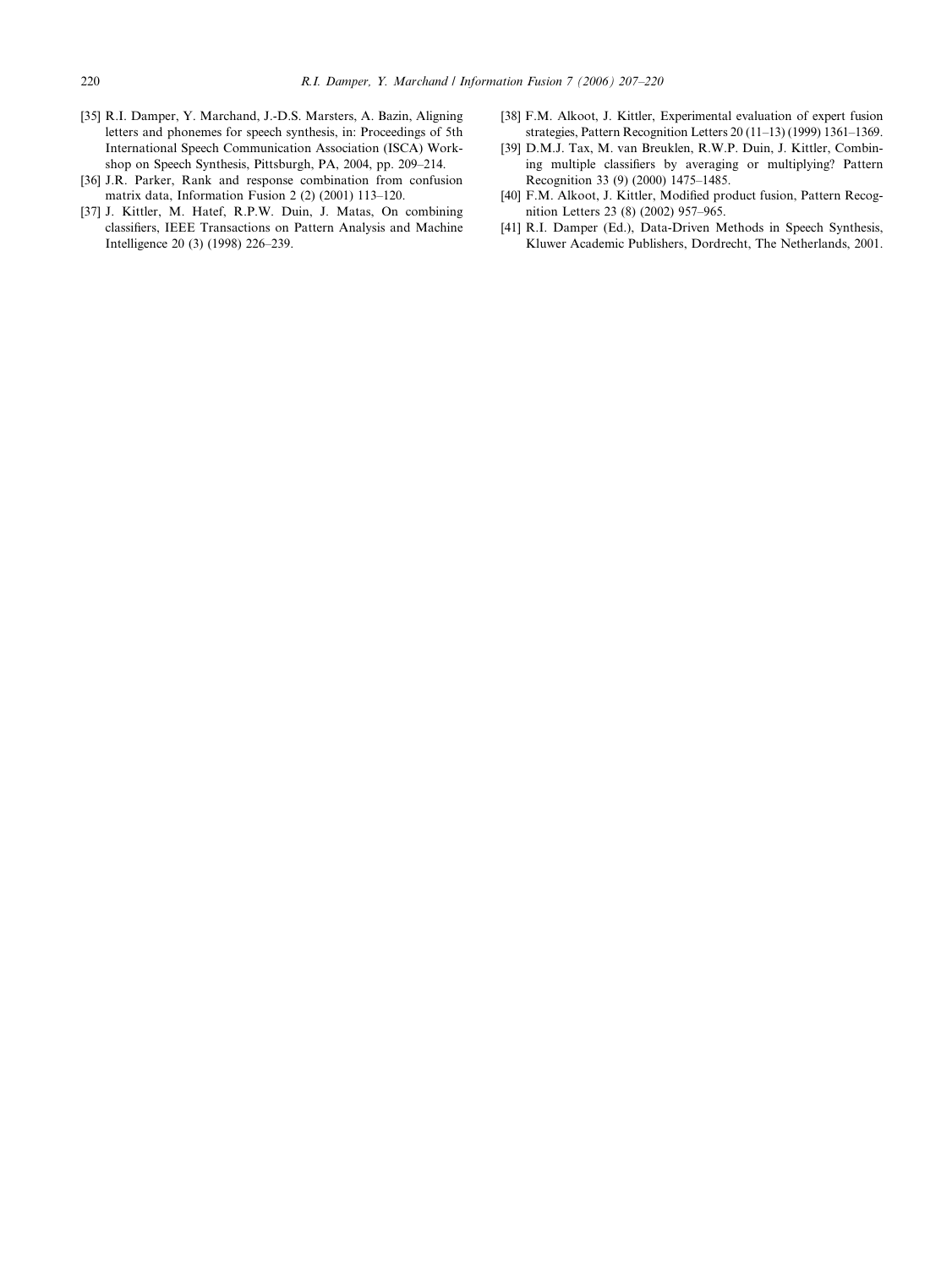[35] R.I. Damper, Y. Marchand, J.-D.S. Marsters, A. Bazin, Aligning letters and phonemes for speech synthesis, in: Proceedings of 5th International Speech Communication Association (ISCA) Workshop on Speech Synthesis, Pittsburgh, PA, 2004, pp. 209–214.

[36] J.R. Parker, Rank and response combination from confusion matrix data, Information Fusion 2 (2) (2001) 113–120.

[37] J. Kittler, M. Hatef, R.P.W. Duin, J. Matas, On combining classifiers, IEEE Transactions on Pattern Analysis and Machine Intelligence 20 (3) (1998) 226–239.

[38] F.M. Alkoot, J. Kittler, Experimental evaluation of expert fusion strategies, Pattern Recognition Letters 20 (11–13) (1999) 1361–1369.

[39] D.M.J. Tax, M. van Breuklen, R.W.P. Duin, J. Kittler, Combining multiple classifiers by averaging or multiplying? Pattern Recognition 33 (9) (2000) 1475–1485.

[40] F.M. Alkoot, J. Kittler, Modified product fusion, Pattern Recognition Letters 23 (8) (2002) 957–965.

[41] R.I. Damper (Ed.), Data-Driven Methods in Speech Synthesis, Kluwer Academic Publishers, Dordrecht, The Netherlands, 2001.